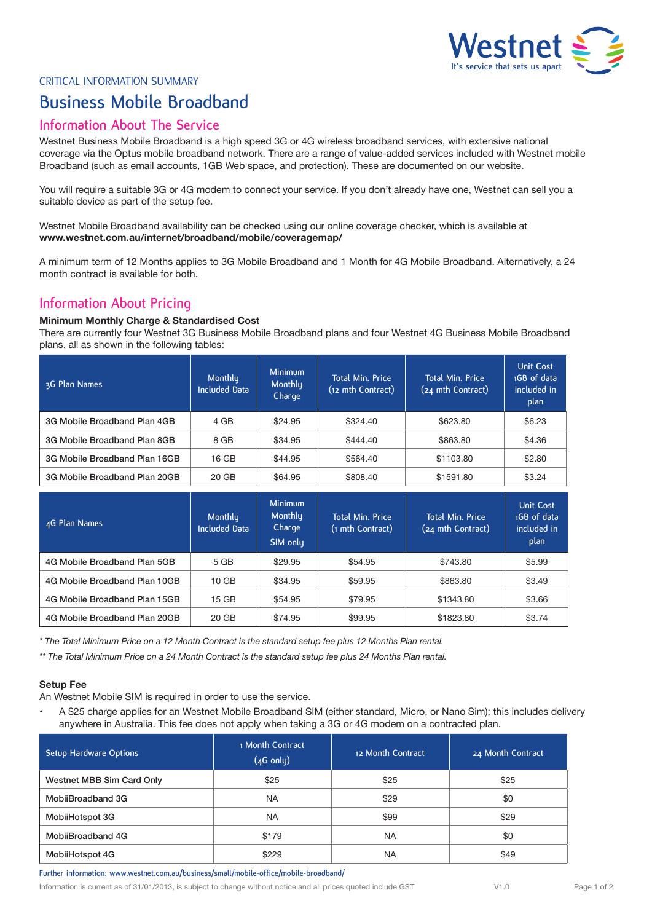Westnet
It's service that sets us apart

CRITICAL INFORMATION SUMMARY

# Business Mobile Broadband

## Information About The Service

Westnet Business Mobile Broadband is a high speed 3G or 4G wireless broadband services, with extensive national coverage via the Optus mobile broadband network. There are a range of value-added services included with Westnet mobile Broadband (such as email accounts, 1GB Web space, and protection). These are documented on our website.

You will require a suitable 3G or 4G modem to connect your service. If you don't already have one, Westnet can sell you a suitable device as part of the setup fee.

Westnet Mobile Broadband availability can be checked using our online coverage checker, which is available at **www.westnet.com.au/internet/broadband/mobile/coveragemap/**

A minimum term of 12 Months applies to 3G Mobile Broadband and 1 Month for 4G Mobile Broadband. Alternatively, a 24 month contract is available for both.

## Information About Pricing

**Minimum Monthly Charge & Standardised Cost**

There are currently four Westnet 3G Business Mobile Broadband plans and four Westnet 4G Business Mobile Broadband plans, all as shown in the following tables:

| 3G Plan Names | Monthly Included Data | Minimum Monthly Charge | Total Min. Price (12 mth Contract) | Total Min. Price (24 mth Contract) | Unit Cost 1GB of data included in plan |
|---|---|---|---|---|---|
| 3G Mobile Broadband Plan 4GB | 4 GB | $24.95 | $324.40 | $623.80 | $6.23 |
| 3G Mobile Broadband Plan 8GB | 8 GB | $34.95 | $444.40 | $863.80 | $4.36 |
| 3G Mobile Broadband Plan 16GB | 16 GB | $44.95 | $564.40 | $1103.80 | $2.80 |
| 3G Mobile Broadband Plan 20GB | 20 GB | $64.95 | $808.40 | $1591.80 | $3.24 |

| 4G Plan Names | Monthly Included Data | Minimum Monthly Charge SIM only | Total Min. Price (1 mth Contract) | Total Min. Price (24 mth Contract) | Unit Cost 1GB of data included in plan |
|---|---|---|---|---|---|
| 4G Mobile Broadband Plan 5GB | 5 GB | $29.95 | $54.95 | $743.80 | $5.99 |
| 4G Mobile Broadband Plan 10GB | 10 GB | $34.95 | $59.95 | $863.80 | $3.49 |
| 4G Mobile Broadband Plan 15GB | 15 GB | $54.95 | $79.95 | $1343.80 | $3.66 |
| 4G Mobile Broadband Plan 20GB | 20 GB | $74.95 | $99.95 | $1823.80 | $3.74 |

*\* The Total Minimum Price on a 12 Month Contract is the standard setup fee plus 12 Months Plan rental.*

*\*\* The Total Minimum Price on a 24 Month Contract is the standard setup fee plus 24 Months Plan rental.*

**Setup Fee**

An Westnet Mobile SIM is required in order to use the service.

- A $25 charge applies for an Westnet Mobile Broadband SIM (either standard, Micro, or Nano Sim); this includes delivery anywhere in Australia. This fee does not apply when taking a 3G or 4G modem on a contracted plan.

| Setup Hardware Options | 1 Month Contract (4G only) | 12 Month Contract | 24 Month Contract |
|---|---|---|---|
| Westnet MBB Sim Card Only | $25 | $25 | $25 |
| MobiiBroadband 3G | NA | $29 | $0 |
| MobiiHotspot 3G | NA | $99 | $29 |
| MobiiBroadband 4G | $179 | NA | $0 |
| MobiiHotspot 4G | $229 | NA | $49 |

Further information: www.westnet.com.au/business/small/mobile-office/mobile-broadband/

Information is current as of 31/01/2013, is subject to change without notice and all prices quoted include GST V1.0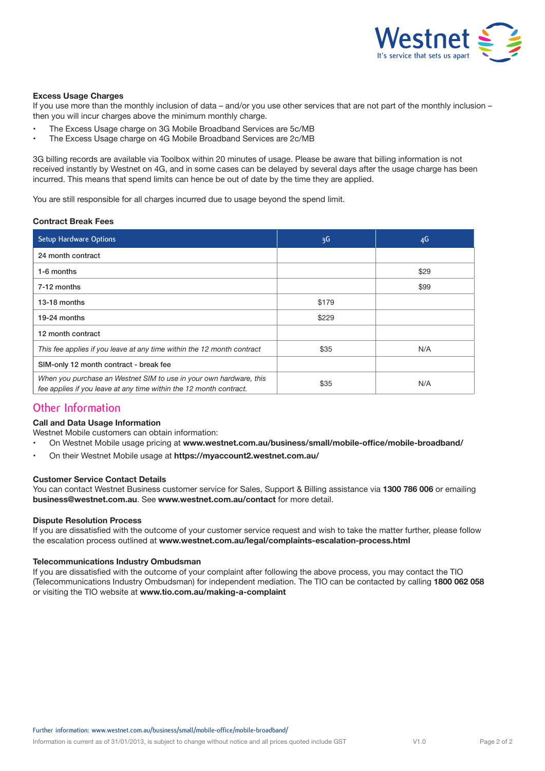### Excess Usage Charges

If you use more than the monthly inclusion of data – and/or you use other services that are not part of the monthly inclusion – then you will incur charges above the minimum monthly charge.

- The Excess Usage charge on 3G Mobile Broadband Services are 5c/MB
- The Excess Usage charge on 4G Mobile Broadband Services are 2c/MB

3G billing records are available via Toolbox within 20 minutes of usage. Please be aware that billing information is not received instantly by Westnet on 4G, and in some cases can be delayed by several days after the usage charge has been incurred. This means that spend limits can hence be out of date by the time they are applied.

You are still responsible for all charges incurred due to usage beyond the spend limit.

### Contract Break Fees

| Setup Hardware Options | 3G | 4G |
|---|---|---|
| 24 month contract | | |
| 1-6 months | | $29 |
| 7-12 months | | $99 |
| 13-18 months | $179 | |
| 19-24 months | $229 | |
| 12 month contract | | |
| *This fee applies if you leave at any time within the 12 month contract* | $35 | N/A |
| SIM-only 12 month contract - break fee | | |
| *When you purchase an Westnet SIM to use in your own hardware, this fee applies if you leave at any time within the 12 month contract.* | $35 | N/A |

## Other Information

### Call and Data Usage Information

Westnet Mobile customers can obtain information:

- On Westnet Mobile usage pricing at **www.westnet.com.au/business/small/mobile-office/mobile-broadband/**
- On their Westnet Mobile usage at **https://myaccount2.westnet.com.au/**

### Customer Service Contact Details

You can contact Westnet Business customer service for Sales, Support & Billing assistance via **1300 786 006** or emailing **business@westnet.com.au**. See **www.westnet.com.au/contact** for more detail.

### Dispute Resolution Process

If you are dissatisfied with the outcome of your customer service request and wish to take the matter further, please follow the escalation process outlined at **www.westnet.com.au/legal/complaints-escalation-process.html**

### Telecommunications Industry Ombudsman

If you are dissatisfied with the outcome of your complaint after following the above process, you may contact the TIO (Telecommunications Industry Ombudsman) for independent mediation. The TIO can be contacted by calling **1800 062 058** or visiting the TIO website at **www.tio.com.au/making-a-complaint**

Further information: www.westnet.com.au/business/small/mobile-office/mobile-broadband/

Information is current as of 31/01/2013, is subject to change without notice and all prices quoted include GST

V1.0